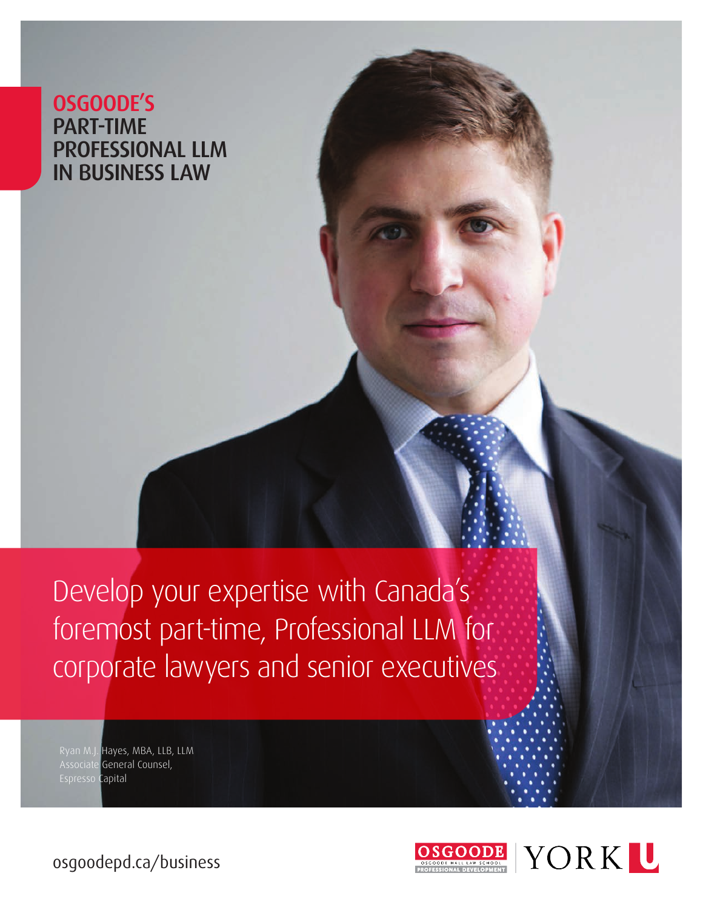# OSGOODE'S PART-TIME PROFESSIONAL LLM IN BUSINESS LAW

## Develop your expertise with Canada's foremost part-time, Professional LLM for corporate lawyers and senior executives

Ryan M.J. Hayes, MBA, LLB, LLM
Associate General Counsel,
Espresso Capital

osgoodepd.ca/business

OSGOODE
OSGOODE HALL LAW SCHOOL
PROFESSIONAL DEVELOPMENT

YORK U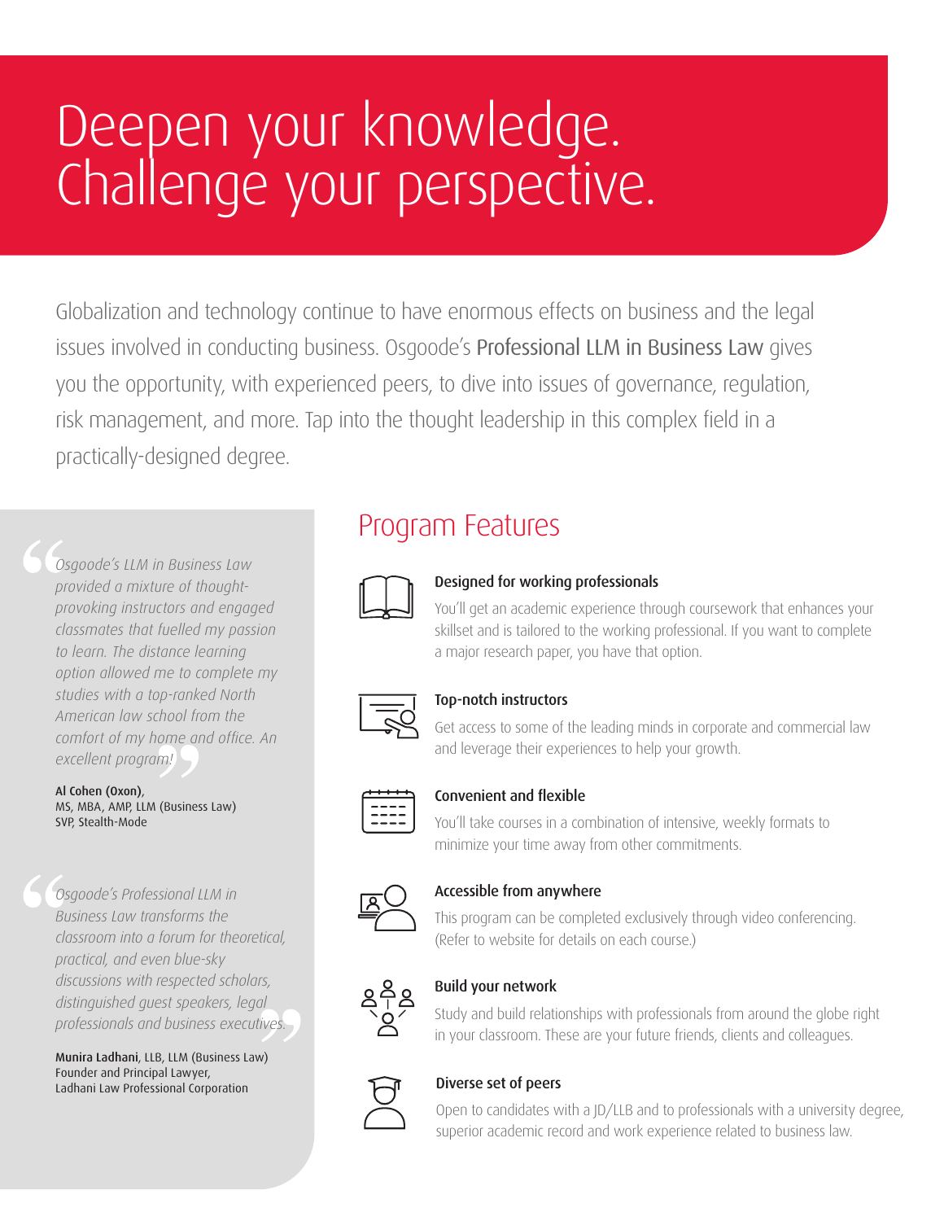# Deepen your knowledge. Challenge your perspective.

Globalization and technology continue to have enormous effects on business and the legal issues involved in conducting business. Osgoode's Professional LLM in Business Law gives you the opportunity, with experienced peers, to dive into issues of governance, regulation, risk management, and more. Tap into the thought leadership in this complex field in a practically-designed degree.

## Program Features

**Designed for working professionals**

You'll get an academic experience through coursework that enhances your skillset and is tailored to the working professional. If you want to complete a major research paper, you have that option.

**Top-notch instructors**

Get access to some of the leading minds in corporate and commercial law and leverage their experiences to help your growth.

**Convenient and flexible**

You'll take courses in a combination of intensive, weekly formats to minimize your time away from other commitments.

**Accessible from anywhere**

This program can be completed exclusively through video conferencing. (Refer to website for details on each course.)

**Build your network**

Study and build relationships with professionals from around the globe right in your classroom. These are your future friends, clients and colleagues.

**Diverse set of peers**

Open to candidates with a JD/LLB and to professionals with a university degree, superior academic record and work experience related to business law.

> *"Osgoode's LLM in Business Law provided a mixture of thought-provoking instructors and engaged classmates that fuelled my passion to learn. The distance learning option allowed me to complete my studies with a top-ranked North American law school from the comfort of my home and office. An excellent program!"*
>
> **Al Cohen (Oxon)**, MS, MBA, AMP, LLM (Business Law)
> SVP, Stealth-Mode

> *"Osgoode's Professional LLM in Business Law transforms the classroom into a forum for theoretical, practical, and even blue-sky discussions with respected scholars, distinguished guest speakers, legal professionals and business executives."*
>
> **Munira Ladhani**, LLB, LLM (Business Law)
> Founder and Principal Lawyer,
> Ladhani Law Professional Corporation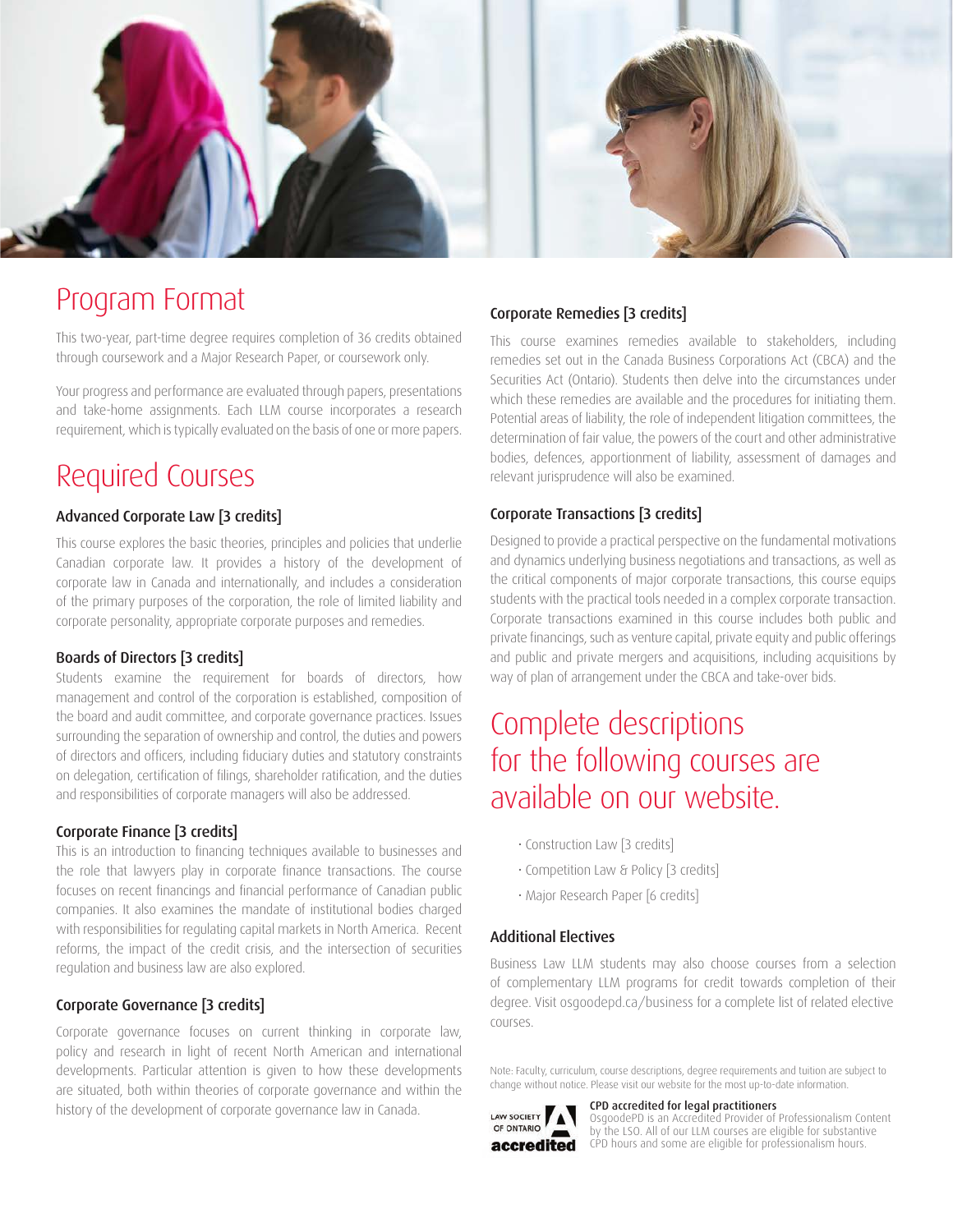# Program Format

This two-year, part-time degree requires completion of 36 credits obtained through coursework and a Major Research Paper, or coursework only.

Your progress and performance are evaluated through papers, presentations and take-home assignments. Each LLM course incorporates a research requirement, which is typically evaluated on the basis of one or more papers.

# Required Courses

### Advanced Corporate Law [3 credits]

This course explores the basic theories, principles and policies that underlie Canadian corporate law. It provides a history of the development of corporate law in Canada and internationally, and includes a consideration of the primary purposes of the corporation, the role of limited liability and corporate personality, appropriate corporate purposes and remedies.

### Boards of Directors [3 credits]

Students examine the requirement for boards of directors, how management and control of the corporation is established, composition of the board and audit committee, and corporate governance practices. Issues surrounding the separation of ownership and control, the duties and powers of directors and officers, including fiduciary duties and statutory constraints on delegation, certification of filings, shareholder ratification, and the duties and responsibilities of corporate managers will also be addressed.

### Corporate Finance [3 credits]

This is an introduction to financing techniques available to businesses and the role that lawyers play in corporate finance transactions. The course focuses on recent financings and financial performance of Canadian public companies. It also examines the mandate of institutional bodies charged with responsibilities for regulating capital markets in North America. Recent reforms, the impact of the credit crisis, and the intersection of securities regulation and business law are also explored.

### Corporate Governance [3 credits]

Corporate governance focuses on current thinking in corporate law, policy and research in light of recent North American and international developments. Particular attention is given to how these developments are situated, both within theories of corporate governance and within the history of the development of corporate governance law in Canada.

### Corporate Remedies [3 credits]

This course examines remedies available to stakeholders, including remedies set out in the Canada Business Corporations Act (CBCA) and the Securities Act (Ontario). Students then delve into the circumstances under which these remedies are available and the procedures for initiating them. Potential areas of liability, the role of independent litigation committees, the determination of fair value, the powers of the court and other administrative bodies, defences, apportionment of liability, assessment of damages and relevant jurisprudence will also be examined.

### Corporate Transactions [3 credits]

Designed to provide a practical perspective on the fundamental motivations and dynamics underlying business negotiations and transactions, as well as the critical components of major corporate transactions, this course equips students with the practical tools needed in a complex corporate transaction. Corporate transactions examined in this course includes both public and private financings, such as venture capital, private equity and public offerings and public and private mergers and acquisitions, including acquisitions by way of plan of arrangement under the CBCA and take-over bids.

# Complete descriptions for the following courses are available on our website.

- Construction Law [3 credits]
- Competition Law & Policy [3 credits]
- Major Research Paper [6 credits]

### Additional Electives

Business Law LLM students may also choose courses from a selection of complementary LLM programs for credit towards completion of their degree. Visit osgoodepd.ca/business for a complete list of related elective courses.

Note: Faculty, curriculum, course descriptions, degree requirements and tuition are subject to change without notice. Please visit our website for the most up-to-date information.

LAW SOCIETY OF ONTARIO **accredited**

**CPD accredited for legal practitioners**
OsgoodePD is an Accredited Provider of Professionalism Content by the LSO. All of our LLM courses are eligible for substantive CPD hours and some are eligible for professionalism hours.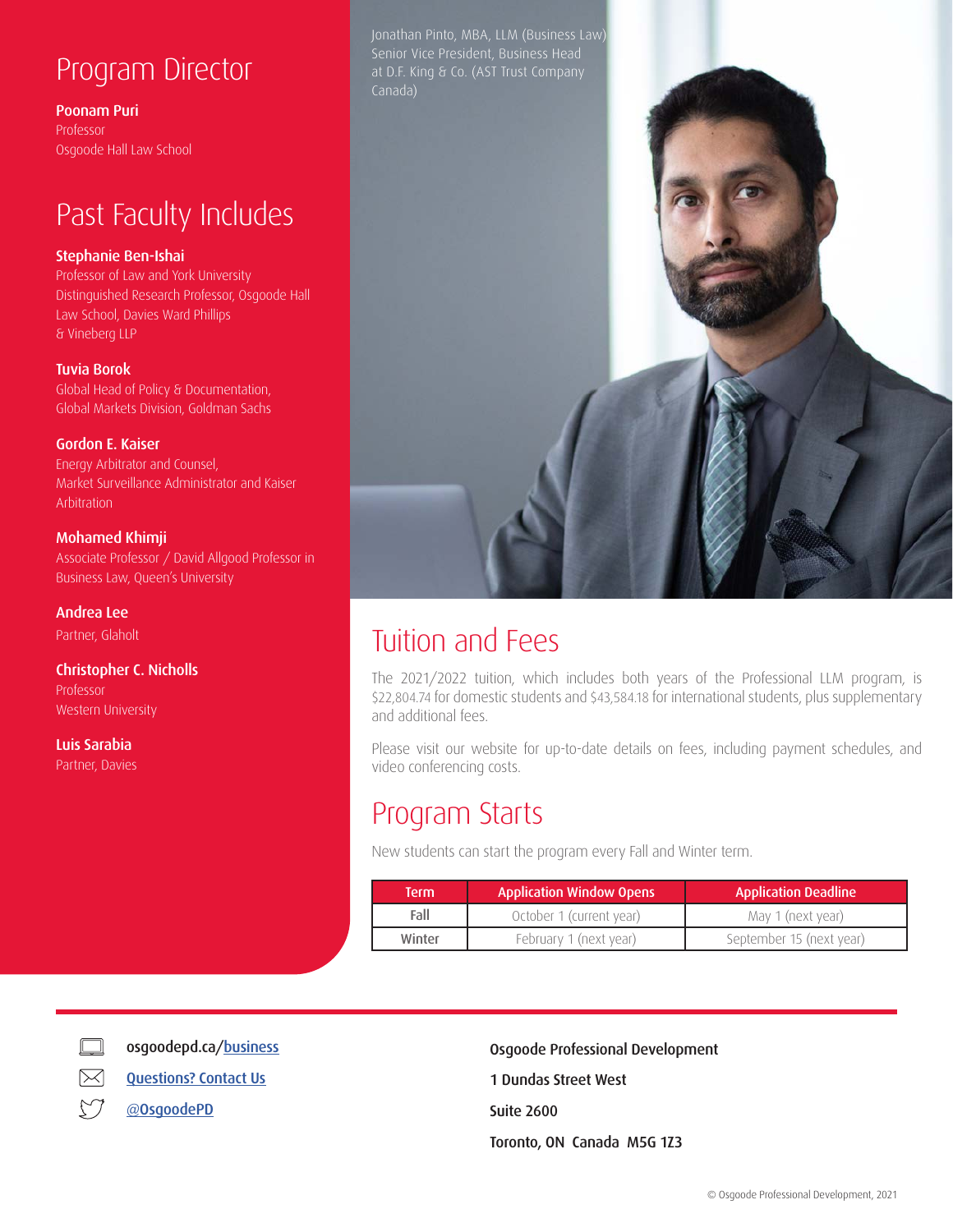## Program Director

**Poonam Puri**
Professor
Osgoode Hall Law School

## Past Faculty Includes

**Stephanie Ben-Ishai**
Professor of Law and York University Distinguished Research Professor, Osgoode Hall Law School, Davies Ward Phillips & Vineberg LLP

**Tuvia Borok**
Global Head of Policy & Documentation, Global Markets Division, Goldman Sachs

**Gordon E. Kaiser**
Energy Arbitrator and Counsel, Market Surveillance Administrator and Kaiser Arbitration

**Mohamed Khimji**
Associate Professor / David Allgood Professor in Business Law, Queen's University

**Andrea Lee**
Partner, Glaholt

**Christopher C. Nicholls**
Professor
Western University

**Luis Sarabia**
Partner, Davies

Jonathan Pinto, MBA, LLM (Business Law)
Senior Vice President, Business Head at D.F. King & Co. (AST Trust Company Canada)

## Tuition and Fees

The 2021/2022 tuition, which includes both years of the Professional LLM program, is $22,804.74 for domestic students and $43,584.18 for international students, plus supplementary and additional fees.

Please visit our website for up-to-date details on fees, including payment schedules, and video conferencing costs.

## Program Starts

New students can start the program every Fall and Winter term.

| Term | Application Window Opens | Application Deadline |
| --- | --- | --- |
| Fall | October 1 (current year) | May 1 (next year) |
| Winter | February 1 (next year) | September 15 (next year) |

osgoodepd.ca/business

Questions? Contact Us

@OsgoodePD

**Osgoode Professional Development**
**1 Dundas Street West**
**Suite 2600**
**Toronto, ON Canada M5G 1Z3**

© Osgoode Professional Development, 2021